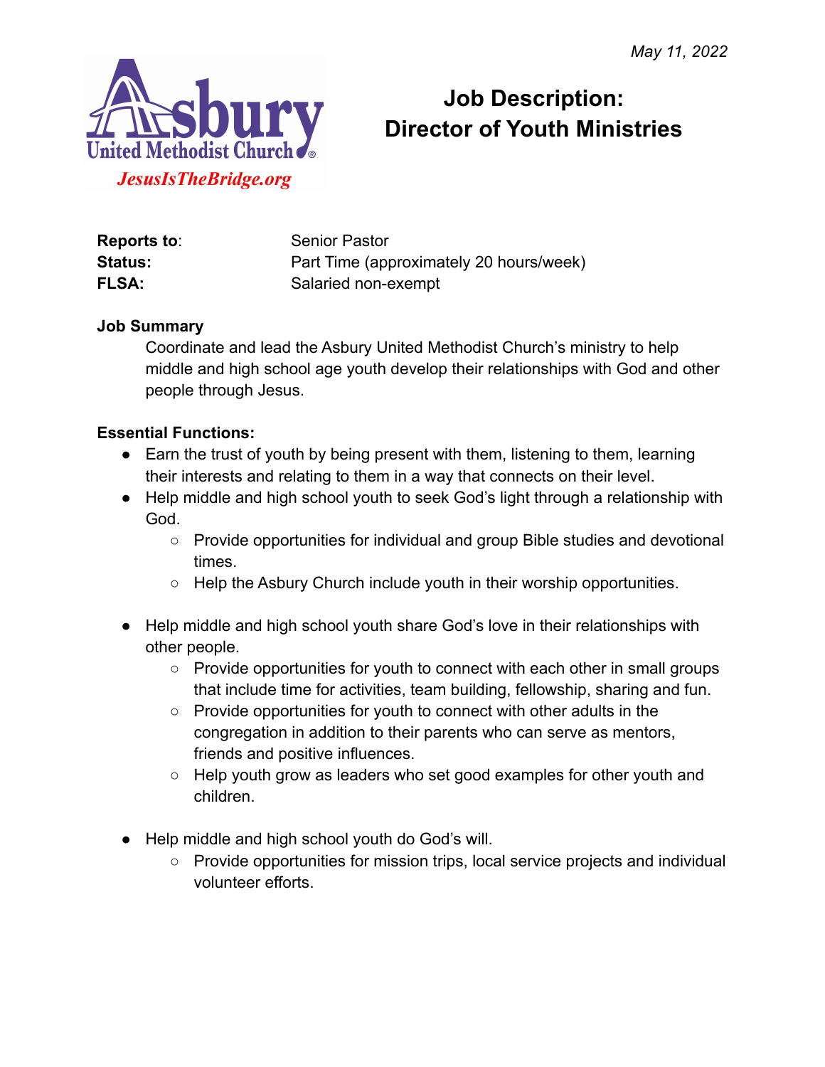*May 11, 2022*

Asbury United Methodist Church
*JesusIsTheBridge.org*

# Job Description: Director of Youth Ministries

**Reports to**: Senior Pastor
**Status:** Part Time (approximately 20 hours/week)
**FLSA:** Salaried non-exempt

**Job Summary**

Coordinate and lead the Asbury United Methodist Church's ministry to help middle and high school age youth develop their relationships with God and other people through Jesus.

**Essential Functions:**

- Earn the trust of youth by being present with them, listening to them, learning their interests and relating to them in a way that connects on their level.
- Help middle and high school youth to seek God's light through a relationship with God.
    - Provide opportunities for individual and group Bible studies and devotional times.
    - Help the Asbury Church include youth in their worship opportunities.
- Help middle and high school youth share God's love in their relationships with other people.
    - Provide opportunities for youth to connect with each other in small groups that include time for activities, team building, fellowship, sharing and fun.
    - Provide opportunities for youth to connect with other adults in the congregation in addition to their parents who can serve as mentors, friends and positive influences.
    - Help youth grow as leaders who set good examples for other youth and children.
- Help middle and high school youth do God's will.
    - Provide opportunities for mission trips, local service projects and individual volunteer efforts.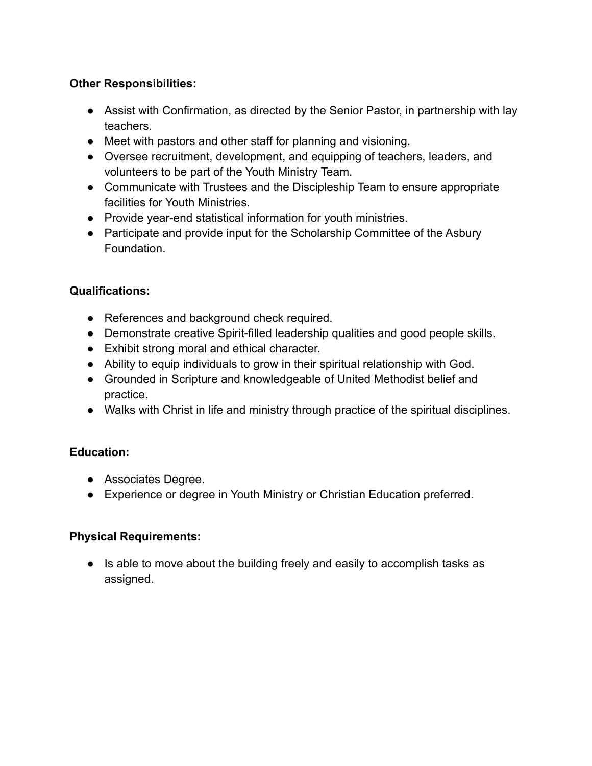**Other Responsibilities:**

- Assist with Confirmation, as directed by the Senior Pastor, in partnership with lay teachers.
- Meet with pastors and other staff for planning and visioning.
- Oversee recruitment, development, and equipping of teachers, leaders, and volunteers to be part of the Youth Ministry Team.
- Communicate with Trustees and the Discipleship Team to ensure appropriate facilities for Youth Ministries.
- Provide year-end statistical information for youth ministries.
- Participate and provide input for the Scholarship Committee of the Asbury Foundation.

**Qualifications:**

- References and background check required.
- Demonstrate creative Spirit-filled leadership qualities and good people skills.
- Exhibit strong moral and ethical character.
- Ability to equip individuals to grow in their spiritual relationship with God.
- Grounded in Scripture and knowledgeable of United Methodist belief and practice.
- Walks with Christ in life and ministry through practice of the spiritual disciplines.

**Education:**

- Associates Degree.
- Experience or degree in Youth Ministry or Christian Education preferred.

**Physical Requirements:**

- Is able to move about the building freely and easily to accomplish tasks as assigned.